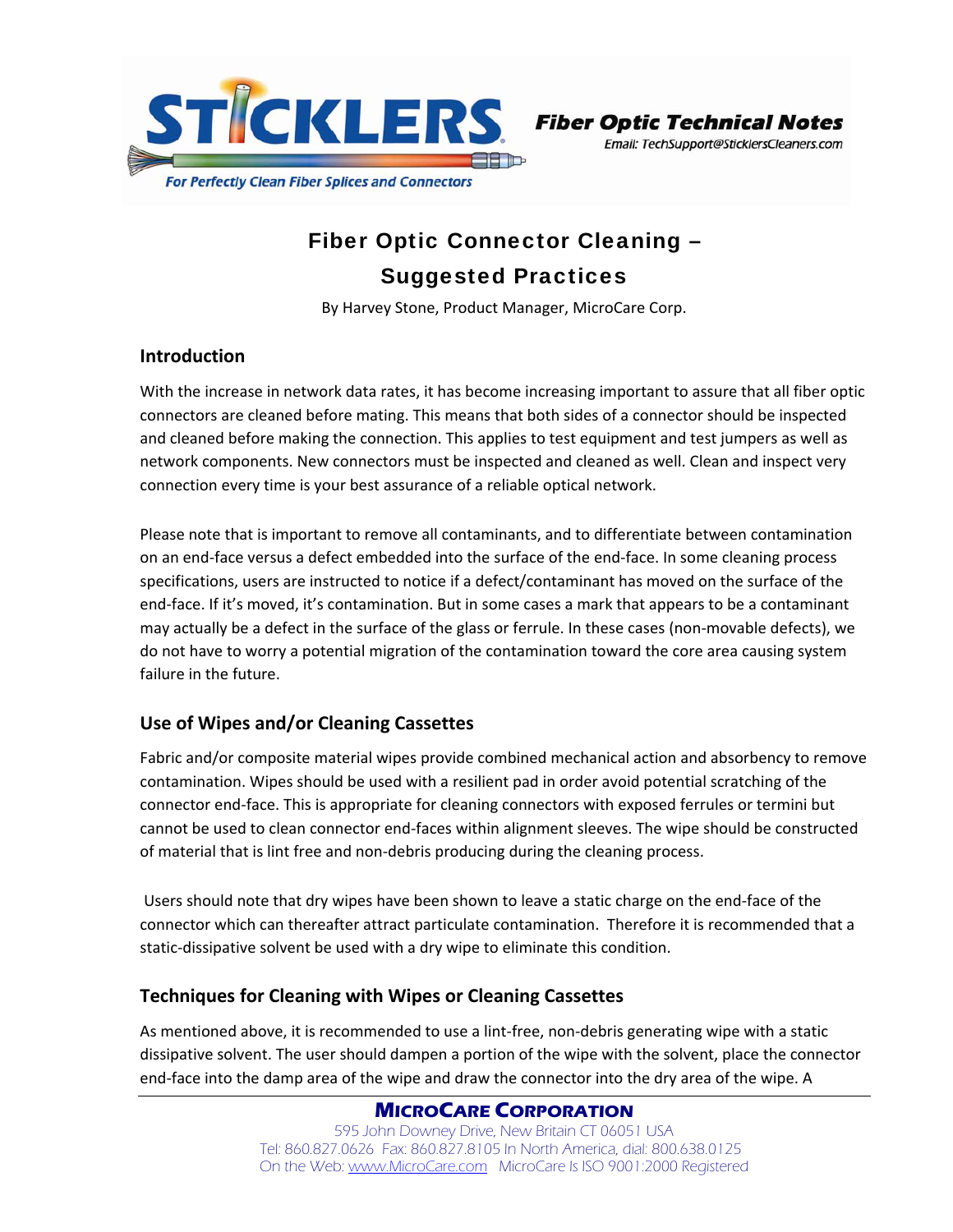**STICKLERS** — For Perfectly Clean Fiber Splices and Connectors

*Fiber Optic Technical Notes*
*Email: TechSupport@SticklersCleaners.com*

# Fiber Optic Connector Cleaning – Suggested Practices

By Harvey Stone, Product Manager, MicroCare Corp.

## Introduction

With the increase in network data rates, it has become increasing important to assure that all fiber optic connectors are cleaned before mating. This means that both sides of a connector should be inspected and cleaned before making the connection. This applies to test equipment and test jumpers as well as network components. New connectors must be inspected and cleaned as well. Clean and inspect very connection every time is your best assurance of a reliable optical network.

Please note that is important to remove all contaminants, and to differentiate between contamination on an end-face versus a defect embedded into the surface of the end-face. In some cleaning process specifications, users are instructed to notice if a defect/contaminant has moved on the surface of the end-face. If it's moved, it's contamination. But in some cases a mark that appears to be a contaminant may actually be a defect in the surface of the glass or ferrule. In these cases (non-movable defects), we do not have to worry a potential migration of the contamination toward the core area causing system failure in the future.

## Use of Wipes and/or Cleaning Cassettes

Fabric and/or composite material wipes provide combined mechanical action and absorbency to remove contamination. Wipes should be used with a resilient pad in order avoid potential scratching of the connector end-face. This is appropriate for cleaning connectors with exposed ferrules or termini but cannot be used to clean connector end-faces within alignment sleeves. The wipe should be constructed of material that is lint free and non-debris producing during the cleaning process.

Users should note that dry wipes have been shown to leave a static charge on the end-face of the connector which can thereafter attract particulate contamination. Therefore it is recommended that a static-dissipative solvent be used with a dry wipe to eliminate this condition.

## Techniques for Cleaning with Wipes or Cleaning Cassettes

As mentioned above, it is recommended to use a lint-free, non-debris generating wipe with a static dissipative solvent. The user should dampen a portion of the wipe with the solvent, place the connector end-face into the damp area of the wipe and draw the connector into the dry area of the wipe. A

**MicroCare Corporation**
595 John Downey Drive, New Britain CT 06051 USA
Tel: 860.827.0626 Fax: 860.827.8105 In North America, dial: 800.638.0125
On the Web: www.MicroCare.com MicroCare Is ISO 9001:2000 Registered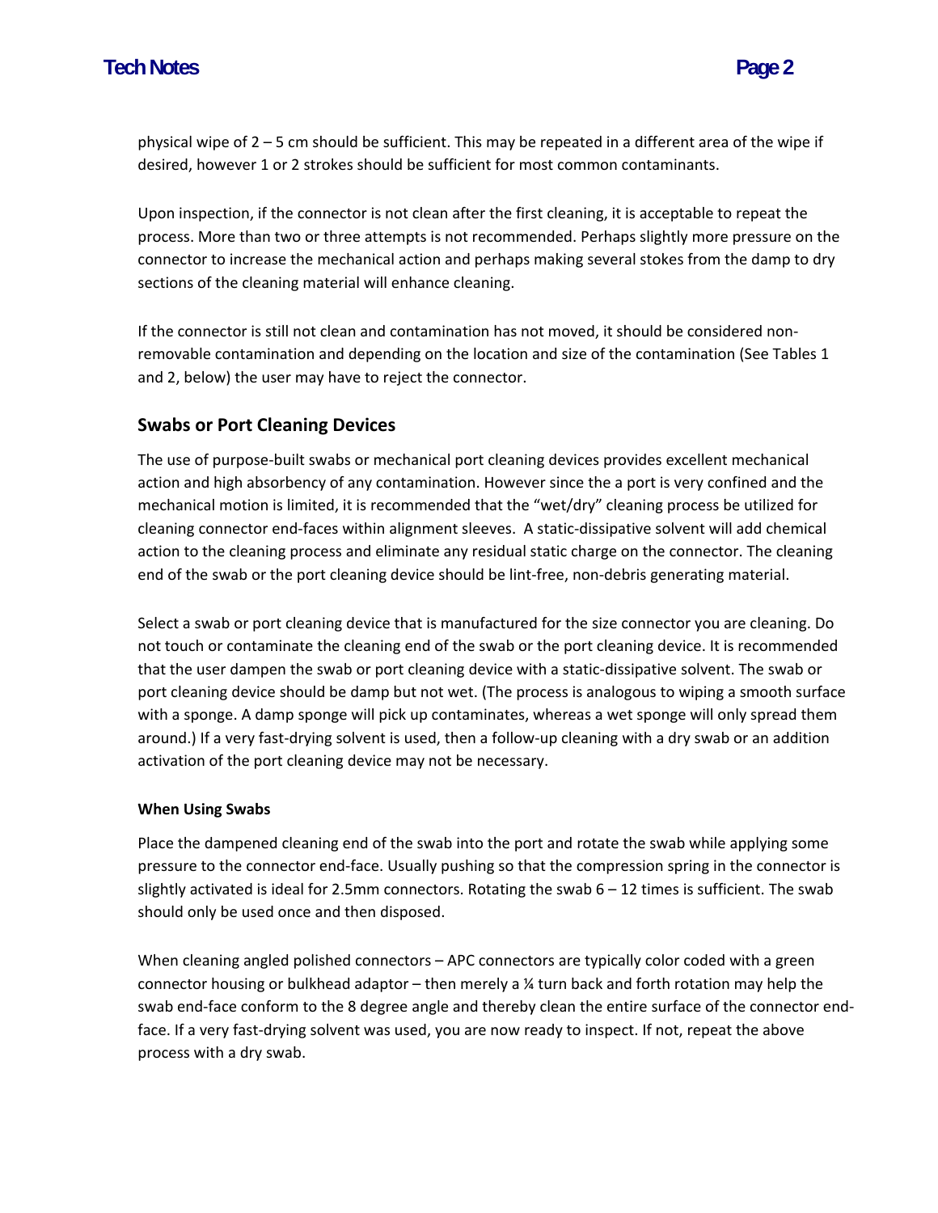physical wipe of 2 – 5 cm should be sufficient. This may be repeated in a different area of the wipe if desired, however 1 or 2 strokes should be sufficient for most common contaminants.

Upon inspection, if the connector is not clean after the first cleaning, it is acceptable to repeat the process. More than two or three attempts is not recommended. Perhaps slightly more pressure on the connector to increase the mechanical action and perhaps making several stokes from the damp to dry sections of the cleaning material will enhance cleaning.

If the connector is still not clean and contamination has not moved, it should be considered non-removable contamination and depending on the location and size of the contamination (See Tables 1 and 2, below) the user may have to reject the connector.

## Swabs or Port Cleaning Devices

The use of purpose-built swabs or mechanical port cleaning devices provides excellent mechanical action and high absorbency of any contamination. However since the a port is very confined and the mechanical motion is limited, it is recommended that the "wet/dry" cleaning process be utilized for cleaning connector end-faces within alignment sleeves. A static-dissipative solvent will add chemical action to the cleaning process and eliminate any residual static charge on the connector. The cleaning end of the swab or the port cleaning device should be lint-free, non-debris generating material.

Select a swab or port cleaning device that is manufactured for the size connector you are cleaning. Do not touch or contaminate the cleaning end of the swab or the port cleaning device. It is recommended that the user dampen the swab or port cleaning device with a static-dissipative solvent. The swab or port cleaning device should be damp but not wet. (The process is analogous to wiping a smooth surface with a sponge. A damp sponge will pick up contaminates, whereas a wet sponge will only spread them around.) If a very fast-drying solvent is used, then a follow-up cleaning with a dry swab or an addition activation of the port cleaning device may not be necessary.

#### When Using Swabs

Place the dampened cleaning end of the swab into the port and rotate the swab while applying some pressure to the connector end-face. Usually pushing so that the compression spring in the connector is slightly activated is ideal for 2.5mm connectors. Rotating the swab 6 – 12 times is sufficient. The swab should only be used once and then disposed.

When cleaning angled polished connectors – APC connectors are typically color coded with a green connector housing or bulkhead adaptor – then merely a ¼ turn back and forth rotation may help the swab end-face conform to the 8 degree angle and thereby clean the entire surface of the connector end-face. If a very fast-drying solvent was used, you are now ready to inspect. If not, repeat the above process with a dry swab.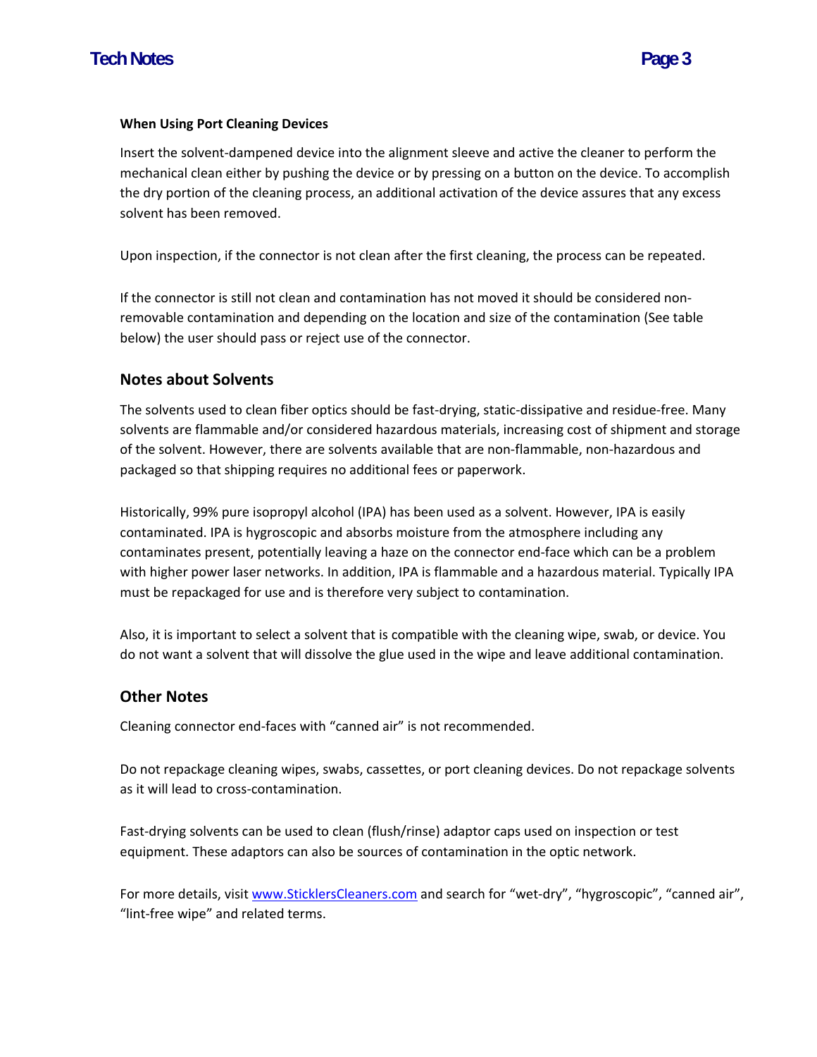**When Using Port Cleaning Devices**

Insert the solvent-dampened device into the alignment sleeve and active the cleaner to perform the mechanical clean either by pushing the device or by pressing on a button on the device. To accomplish the dry portion of the cleaning process, an additional activation of the device assures that any excess solvent has been removed.

Upon inspection, if the connector is not clean after the first cleaning, the process can be repeated.

If the connector is still not clean and contamination has not moved it should be considered non-removable contamination and depending on the location and size of the contamination (See table below) the user should pass or reject use of the connector.

## Notes about Solvents

The solvents used to clean fiber optics should be fast-drying, static-dissipative and residue-free. Many solvents are flammable and/or considered hazardous materials, increasing cost of shipment and storage of the solvent. However, there are solvents available that are non-flammable, non-hazardous and packaged so that shipping requires no additional fees or paperwork.

Historically, 99% pure isopropyl alcohol (IPA) has been used as a solvent. However, IPA is easily contaminated. IPA is hygroscopic and absorbs moisture from the atmosphere including any contaminates present, potentially leaving a haze on the connector end-face which can be a problem with higher power laser networks. In addition, IPA is flammable and a hazardous material. Typically IPA must be repackaged for use and is therefore very subject to contamination.

Also, it is important to select a solvent that is compatible with the cleaning wipe, swab, or device. You do not want a solvent that will dissolve the glue used in the wipe and leave additional contamination.

## Other Notes

Cleaning connector end-faces with "canned air" is not recommended.

Do not repackage cleaning wipes, swabs, cassettes, or port cleaning devices. Do not repackage solvents as it will lead to cross-contamination.

Fast-drying solvents can be used to clean (flush/rinse) adaptor caps used on inspection or test equipment. These adaptors can also be sources of contamination in the optic network.

For more details, visit [www.SticklersCleaners.com](http://www.SticklersCleaners.com) and search for "wet-dry", "hygroscopic", "canned air", "lint-free wipe" and related terms.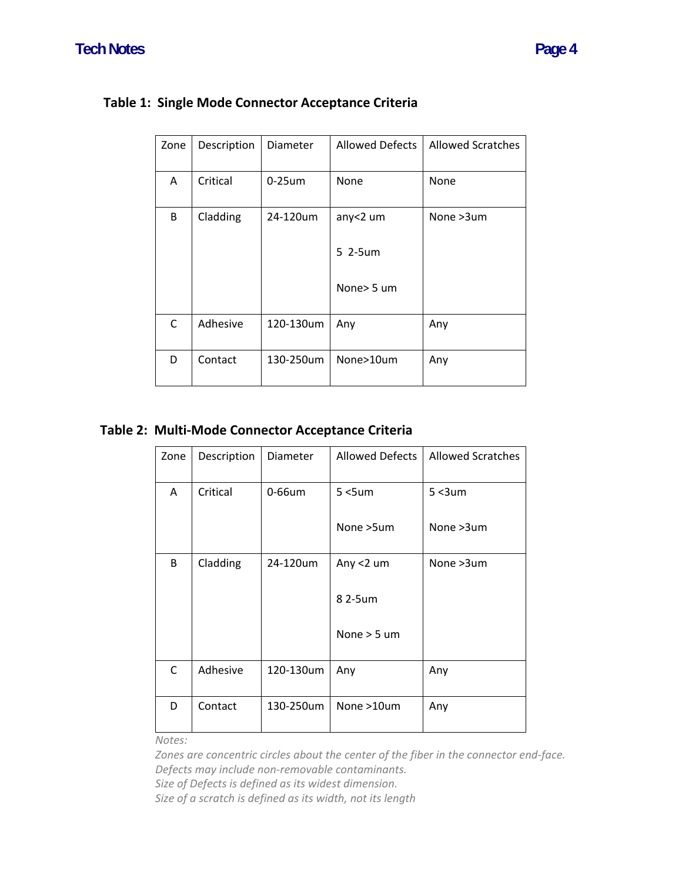**Table 1: Single Mode Connector Acceptance Criteria**

| Zone | Description | Diameter | Allowed Defects | Allowed Scratches |
|---|---|---|---|---|
| A | Critical | 0-25um | None | None |
| B | Cladding | 24-120um | any<2 um<br>5 2-5um<br>None> 5 um | None >3um |
| C | Adhesive | 120-130um | Any | Any |
| D | Contact | 130-250um | None>10um | Any |

**Table 2: Multi-Mode Connector Acceptance Criteria**

| Zone | Description | Diameter | Allowed Defects | Allowed Scratches |
|---|---|---|---|---|
| A | Critical | 0-66um | 5 <5um<br>None >5um | 5 <3um<br>None >3um |
| B | Cladding | 24-120um | Any <2 um<br>8 2-5um<br>None > 5 um | None >3um |
| C | Adhesive | 120-130um | Any | Any |
| D | Contact | 130-250um | None >10um | Any |

*Notes:*
*Zones are concentric circles about the center of the fiber in the connector end-face.*
*Defects may include non-removable contaminants.*
*Size of Defects is defined as its widest dimension.*
*Size of a scratch is defined as its width, not its length*